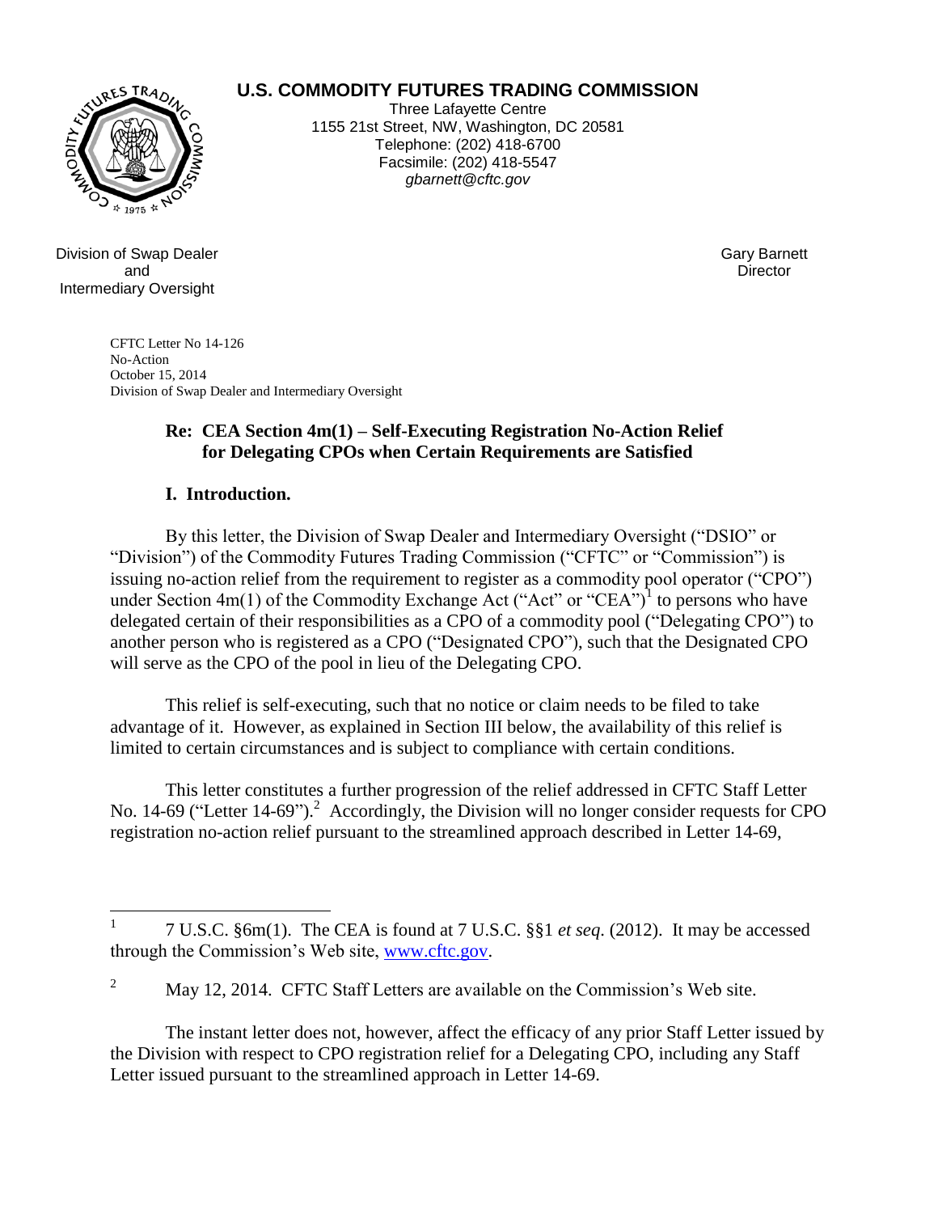**U.S. COMMODITY FUTURES TRADING COMMISSION**

Three Lafayette Centre
1155 21st Street, NW, Washington, DC 20581
Telephone: (202) 418-6700
Facsimile: (202) 418-5547
*gbarnett@cftc.gov*

Division of Swap Dealer
and
Intermediary Oversight

Gary Barnett
Director

CFTC Letter No 14-126
No-Action
October 15, 2014
Division of Swap Dealer and Intermediary Oversight

**Re: CEA Section 4m(1) – Self-Executing Registration No-Action Relief for Delegating CPOs when Certain Requirements are Satisfied**

## I. Introduction.

By this letter, the Division of Swap Dealer and Intermediary Oversight ("DSIO" or "Division") of the Commodity Futures Trading Commission ("CFTC" or "Commission") is issuing no-action relief from the requirement to register as a commodity pool operator ("CPO") under Section 4m(1) of the Commodity Exchange Act ("Act" or "CEA")[1] to persons who have delegated certain of their responsibilities as a CPO of a commodity pool ("Delegating CPO") to another person who is registered as a CPO ("Designated CPO"), such that the Designated CPO will serve as the CPO of the pool in lieu of the Delegating CPO.

This relief is self-executing, such that no notice or claim needs to be filed to take advantage of it. However, as explained in Section III below, the availability of this relief is limited to certain circumstances and is subject to compliance with certain conditions.

This letter constitutes a further progression of the relief addressed in CFTC Staff Letter No. 14-69 ("Letter 14-69").[2] Accordingly, the Division will no longer consider requests for CPO registration no-action relief pursuant to the streamlined approach described in Letter 14-69,

---

[1] 7 U.S.C. §6m(1). The CEA is found at 7 U.S.C. §§1 *et seq*. (2012). It may be accessed through the Commission's Web site, www.cftc.gov.

[2] May 12, 2014. CFTC Staff Letters are available on the Commission's Web site.

The instant letter does not, however, affect the efficacy of any prior Staff Letter issued by the Division with respect to CPO registration relief for a Delegating CPO, including any Staff Letter issued pursuant to the streamlined approach in Letter 14-69.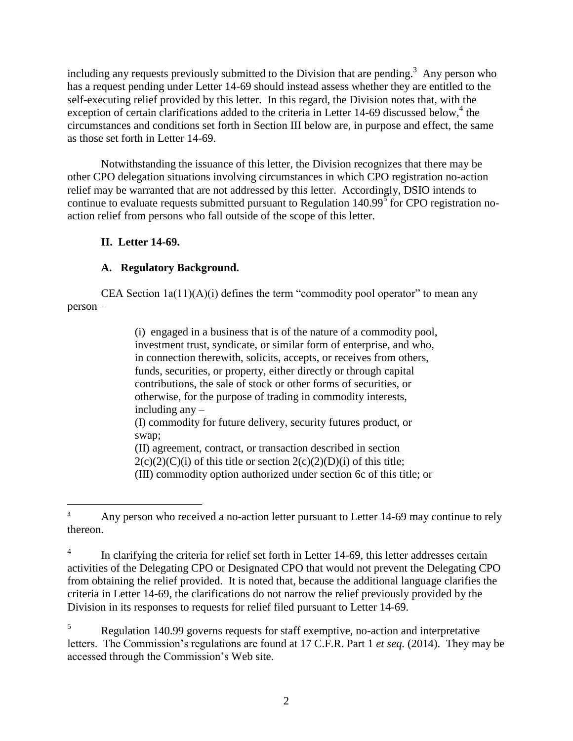including any requests previously submitted to the Division that are pending.[3] Any person who has a request pending under Letter 14-69 should instead assess whether they are entitled to the self-executing relief provided by this letter. In this regard, the Division notes that, with the exception of certain clarifications added to the criteria in Letter 14-69 discussed below,[4] the circumstances and conditions set forth in Section III below are, in purpose and effect, the same as those set forth in Letter 14-69.

Notwithstanding the issuance of this letter, the Division recognizes that there may be other CPO delegation situations involving circumstances in which CPO registration no-action relief may be warranted that are not addressed by this letter. Accordingly, DSIO intends to continue to evaluate requests submitted pursuant to Regulation 140.99[5] for CPO registration no-action relief from persons who fall outside of the scope of this letter.

## II. Letter 14-69.

### A. Regulatory Background.

CEA Section 1a(11)(A)(i) defines the term "commodity pool operator" to mean any person –

> (i) engaged in a business that is of the nature of a commodity pool, investment trust, syndicate, or similar form of enterprise, and who, in connection therewith, solicits, accepts, or receives from others, funds, securities, or property, either directly or through capital contributions, the sale of stock or other forms of securities, or otherwise, for the purpose of trading in commodity interests, including any –
>
> (I) commodity for future delivery, security futures product, or swap;
>
> (II) agreement, contract, or transaction described in section 2(c)(2)(C)(i) of this title or section 2(c)(2)(D)(i) of this title;
>
> (III) commodity option authorized under section 6c of this title; or

---

[3] Any person who received a no-action letter pursuant to Letter 14-69 may continue to rely thereon.

[4] In clarifying the criteria for relief set forth in Letter 14-69, this letter addresses certain activities of the Delegating CPO or Designated CPO that would not prevent the Delegating CPO from obtaining the relief provided. It is noted that, because the additional language clarifies the criteria in Letter 14-69, the clarifications do not narrow the relief previously provided by the Division in its responses to requests for relief filed pursuant to Letter 14-69.

[5] Regulation 140.99 governs requests for staff exemptive, no-action and interpretative letters. The Commission's regulations are found at 17 C.F.R. Part 1 *et seq.* (2014). They may be accessed through the Commission's Web site.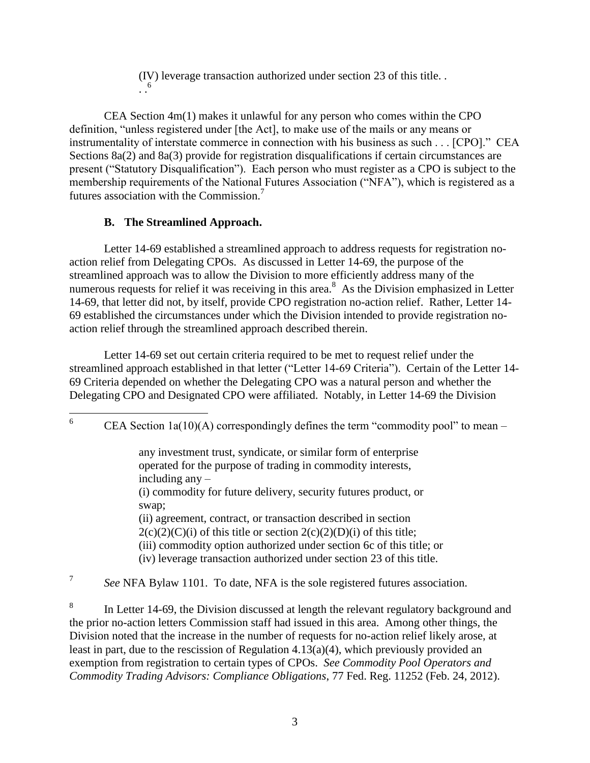(IV) leverage transaction authorized under section 23 of this title. . . .[6]

CEA Section 4m(1) makes it unlawful for any person who comes within the CPO definition, "unless registered under [the Act], to make use of the mails or any means or instrumentality of interstate commerce in connection with his business as such . . . [CPO]." CEA Sections 8a(2) and 8a(3) provide for registration disqualifications if certain circumstances are present ("Statutory Disqualification"). Each person who must register as a CPO is subject to the membership requirements of the National Futures Association ("NFA"), which is registered as a futures association with the Commission.[7]

### B. The Streamlined Approach.

Letter 14-69 established a streamlined approach to address requests for registration no-action relief from Delegating CPOs. As discussed in Letter 14-69, the purpose of the streamlined approach was to allow the Division to more efficiently address many of the numerous requests for relief it was receiving in this area.[8] As the Division emphasized in Letter 14-69, that letter did not, by itself, provide CPO registration no-action relief. Rather, Letter 14-69 established the circumstances under which the Division intended to provide registration no-action relief through the streamlined approach described therein.

Letter 14-69 set out certain criteria required to be met to request relief under the streamlined approach established in that letter ("Letter 14-69 Criteria"). Certain of the Letter 14-69 Criteria depended on whether the Delegating CPO was a natural person and whether the Delegating CPO and Designated CPO were affiliated. Notably, in Letter 14-69 the Division

---

[6] CEA Section 1a(10)(A) correspondingly defines the term "commodity pool" to mean –

> any investment trust, syndicate, or similar form of enterprise operated for the purpose of trading in commodity interests, including any –
> (i) commodity for future delivery, security futures product, or swap;
> (ii) agreement, contract, or transaction described in section 2(c)(2)(C)(i) of this title or section 2(c)(2)(D)(i) of this title;
> (iii) commodity option authorized under section 6c of this title; or
> (iv) leverage transaction authorized under section 23 of this title.

[7] *See* NFA Bylaw 1101. To date, NFA is the sole registered futures association.

[8] In Letter 14-69, the Division discussed at length the relevant regulatory background and the prior no-action letters Commission staff had issued in this area. Among other things, the Division noted that the increase in the number of requests for no-action relief likely arose, at least in part, due to the rescission of Regulation 4.13(a)(4), which previously provided an exemption from registration to certain types of CPOs. *See Commodity Pool Operators and Commodity Trading Advisors: Compliance Obligations*, 77 Fed. Reg. 11252 (Feb. 24, 2012).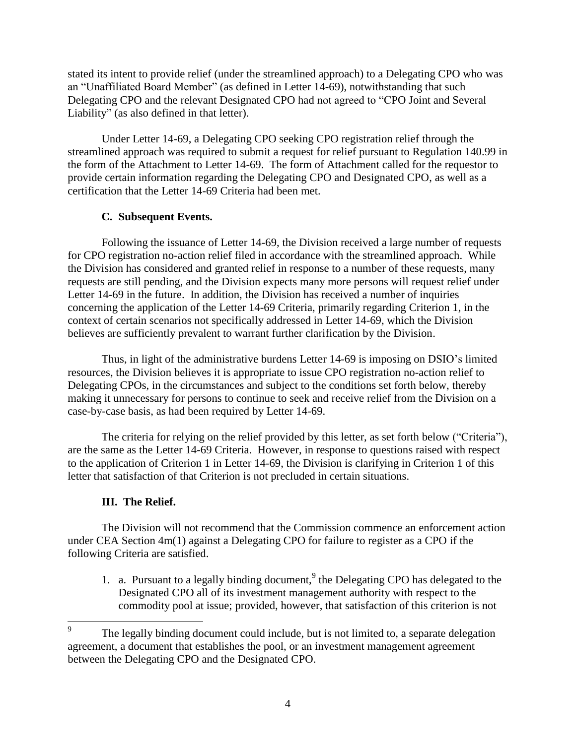stated its intent to provide relief (under the streamlined approach) to a Delegating CPO who was an "Unaffiliated Board Member" (as defined in Letter 14-69), notwithstanding that such Delegating CPO and the relevant Designated CPO had not agreed to "CPO Joint and Several Liability" (as also defined in that letter).

Under Letter 14-69, a Delegating CPO seeking CPO registration relief through the streamlined approach was required to submit a request for relief pursuant to Regulation 140.99 in the form of the Attachment to Letter 14-69. The form of Attachment called for the requestor to provide certain information regarding the Delegating CPO and Designated CPO, as well as a certification that the Letter 14-69 Criteria had been met.

### C. Subsequent Events.

Following the issuance of Letter 14-69, the Division received a large number of requests for CPO registration no-action relief filed in accordance with the streamlined approach. While the Division has considered and granted relief in response to a number of these requests, many requests are still pending, and the Division expects many more persons will request relief under Letter 14-69 in the future. In addition, the Division has received a number of inquiries concerning the application of the Letter 14-69 Criteria, primarily regarding Criterion 1, in the context of certain scenarios not specifically addressed in Letter 14-69, which the Division believes are sufficiently prevalent to warrant further clarification by the Division.

Thus, in light of the administrative burdens Letter 14-69 is imposing on DSIO's limited resources, the Division believes it is appropriate to issue CPO registration no-action relief to Delegating CPOs, in the circumstances and subject to the conditions set forth below, thereby making it unnecessary for persons to continue to seek and receive relief from the Division on a case-by-case basis, as had been required by Letter 14-69.

The criteria for relying on the relief provided by this letter, as set forth below ("Criteria"), are the same as the Letter 14-69 Criteria. However, in response to questions raised with respect to the application of Criterion 1 in Letter 14-69, the Division is clarifying in Criterion 1 of this letter that satisfaction of that Criterion is not precluded in certain situations.

## III. The Relief.

The Division will not recommend that the Commission commence an enforcement action under CEA Section 4m(1) against a Delegating CPO for failure to register as a CPO if the following Criteria are satisfied.

1. a. Pursuant to a legally binding document,[9] the Delegating CPO has delegated to the Designated CPO all of its investment management authority with respect to the commodity pool at issue; provided, however, that satisfaction of this criterion is not

[9] The legally binding document could include, but is not limited to, a separate delegation agreement, a document that establishes the pool, or an investment management agreement between the Delegating CPO and the Designated CPO.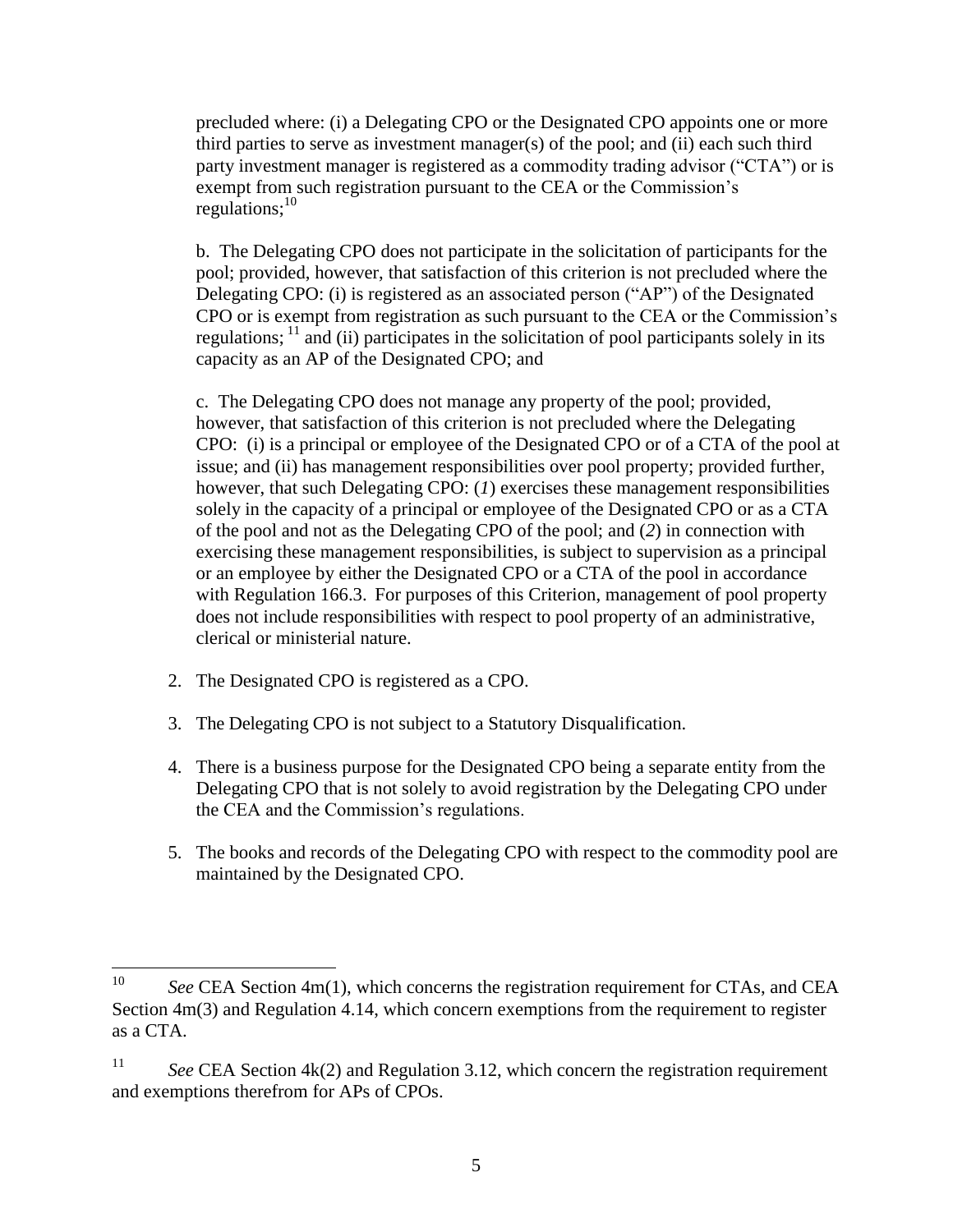precluded where: (i) a Delegating CPO or the Designated CPO appoints one or more third parties to serve as investment manager(s) of the pool; and (ii) each such third party investment manager is registered as a commodity trading advisor ("CTA") or is exempt from such registration pursuant to the CEA or the Commission's regulations;[10]

b. The Delegating CPO does not participate in the solicitation of participants for the pool; provided, however, that satisfaction of this criterion is not precluded where the Delegating CPO: (i) is registered as an associated person ("AP") of the Designated CPO or is exempt from registration as such pursuant to the CEA or the Commission's regulations; [11] and (ii) participates in the solicitation of pool participants solely in its capacity as an AP of the Designated CPO; and

c. The Delegating CPO does not manage any property of the pool; provided, however, that satisfaction of this criterion is not precluded where the Delegating CPO: (i) is a principal or employee of the Designated CPO or of a CTA of the pool at issue; and (ii) has management responsibilities over pool property; provided further, however, that such Delegating CPO: (*1*) exercises these management responsibilities solely in the capacity of a principal or employee of the Designated CPO or as a CTA of the pool and not as the Delegating CPO of the pool; and (*2*) in connection with exercising these management responsibilities, is subject to supervision as a principal or an employee by either the Designated CPO or a CTA of the pool in accordance with Regulation 166.3. For purposes of this Criterion, management of pool property does not include responsibilities with respect to pool property of an administrative, clerical or ministerial nature.

2. The Designated CPO is registered as a CPO.

3. The Delegating CPO is not subject to a Statutory Disqualification.

4. There is a business purpose for the Designated CPO being a separate entity from the Delegating CPO that is not solely to avoid registration by the Delegating CPO under the CEA and the Commission's regulations.

5. The books and records of the Delegating CPO with respect to the commodity pool are maintained by the Designated CPO.

---

[10] *See* CEA Section 4m(1), which concerns the registration requirement for CTAs, and CEA Section 4m(3) and Regulation 4.14, which concern exemptions from the requirement to register as a CTA.

[11] *See* CEA Section 4k(2) and Regulation 3.12, which concern the registration requirement and exemptions therefrom for APs of CPOs.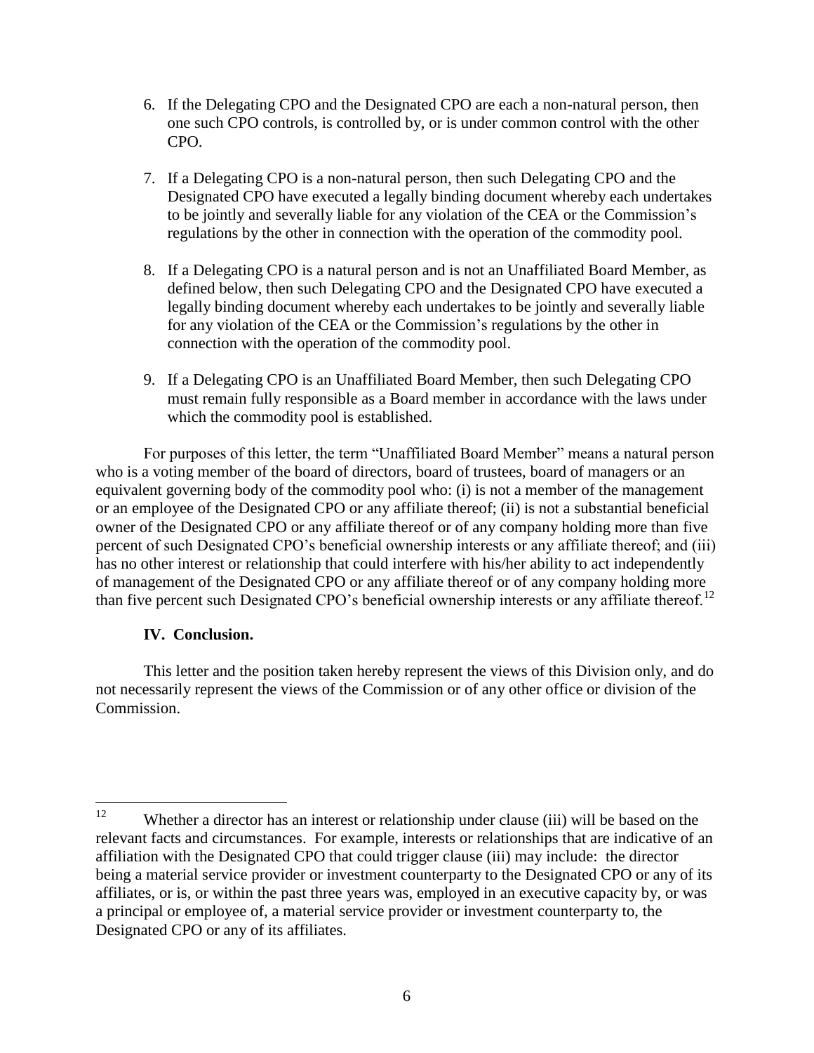6. If the Delegating CPO and the Designated CPO are each a non-natural person, then one such CPO controls, is controlled by, or is under common control with the other CPO.

7. If a Delegating CPO is a non-natural person, then such Delegating CPO and the Designated CPO have executed a legally binding document whereby each undertakes to be jointly and severally liable for any violation of the CEA or the Commission's regulations by the other in connection with the operation of the commodity pool.

8. If a Delegating CPO is a natural person and is not an Unaffiliated Board Member, as defined below, then such Delegating CPO and the Designated CPO have executed a legally binding document whereby each undertakes to be jointly and severally liable for any violation of the CEA or the Commission's regulations by the other in connection with the operation of the commodity pool.

9. If a Delegating CPO is an Unaffiliated Board Member, then such Delegating CPO must remain fully responsible as a Board member in accordance with the laws under which the commodity pool is established.

For purposes of this letter, the term "Unaffiliated Board Member" means a natural person who is a voting member of the board of directors, board of trustees, board of managers or an equivalent governing body of the commodity pool who: (i) is not a member of the management or an employee of the Designated CPO or any affiliate thereof; (ii) is not a substantial beneficial owner of the Designated CPO or any affiliate thereof or of any company holding more than five percent of such Designated CPO's beneficial ownership interests or any affiliate thereof; and (iii) has no other interest or relationship that could interfere with his/her ability to act independently of management of the Designated CPO or any affiliate thereof or of any company holding more than five percent such Designated CPO's beneficial ownership interests or any affiliate thereof.[12]

## IV. Conclusion.

This letter and the position taken hereby represent the views of this Division only, and do not necessarily represent the views of the Commission or of any other office or division of the Commission.

---

[12] Whether a director has an interest or relationship under clause (iii) will be based on the relevant facts and circumstances. For example, interests or relationships that are indicative of an affiliation with the Designated CPO that could trigger clause (iii) may include: the director being a material service provider or investment counterparty to the Designated CPO or any of its affiliates, or is, or within the past three years was, employed in an executive capacity by, or was a principal or employee of, a material service provider or investment counterparty to, the Designated CPO or any of its affiliates.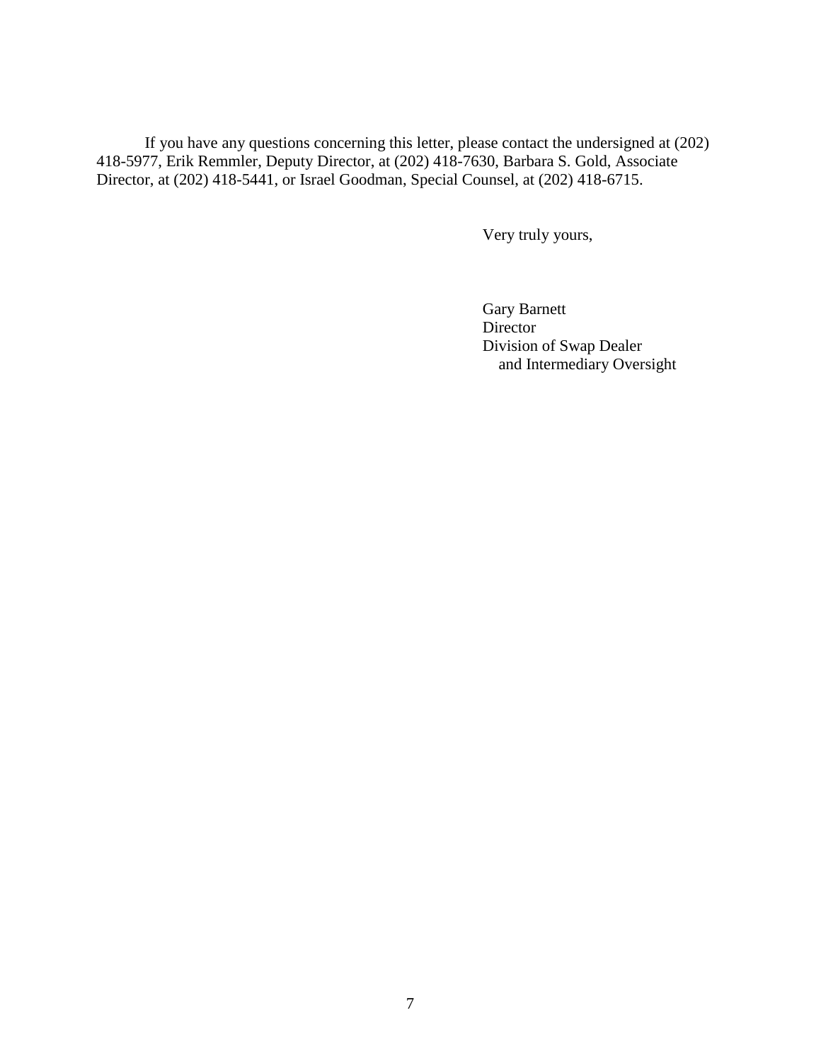If you have any questions concerning this letter, please contact the undersigned at (202) 418-5977, Erik Remmler, Deputy Director, at (202) 418-7630, Barbara S. Gold, Associate Director, at (202) 418-5441, or Israel Goodman, Special Counsel, at (202) 418-6715.

Very truly yours,

Gary Barnett
Director
Division of Swap Dealer
and Intermediary Oversight